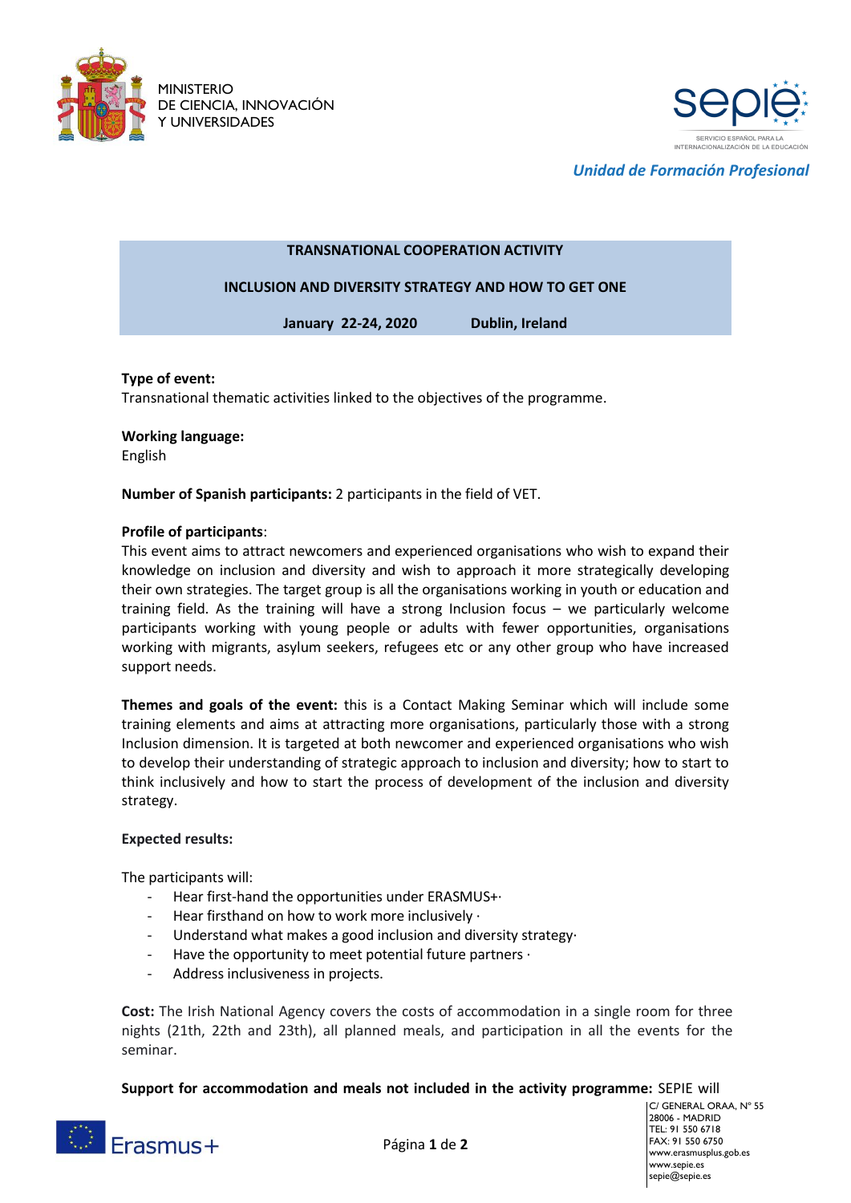MINISTERIO
DE CIENCIA, INNOVACIÓN
Y UNIVERSIDADES

sepie
SERVICIO ESPAÑOL PARA LA INTERNACIONALIZACIÓN DE LA EDUCACIÓN

*Unidad de Formación Profesional*

**TRANSNATIONAL COOPERATION ACTIVITY**

**INCLUSION AND DIVERSITY STRATEGY AND HOW TO GET ONE**

**January 22-24, 2020 Dublin, Ireland**

**Type of event:**
Transnational thematic activities linked to the objectives of the programme.

**Working language:**
English

**Number of Spanish participants:** 2 participants in the field of VET.

**Profile of participants**:
This event aims to attract newcomers and experienced organisations who wish to expand their knowledge on inclusion and diversity and wish to approach it more strategically developing their own strategies. The target group is all the organisations working in youth or education and training field. As the training will have a strong Inclusion focus – we particularly welcome participants working with young people or adults with fewer opportunities, organisations working with migrants, asylum seekers, refugees etc or any other group who have increased support needs.

**Themes and goals of the event:** this is a Contact Making Seminar which will include some training elements and aims at attracting more organisations, particularly those with a strong Inclusion dimension. It is targeted at both newcomer and experienced organisations who wish to develop their understanding of strategic approach to inclusion and diversity; how to start to think inclusively and how to start the process of development of the inclusion and diversity strategy.

**Expected results:**

The participants will:

- Hear first-hand the opportunities under ERASMUS+·
- Hear firsthand on how to work more inclusively ·
- Understand what makes a good inclusion and diversity strategy·
- Have the opportunity to meet potential future partners ·
- Address inclusiveness in projects.

**Cost:** The Irish National Agency covers the costs of accommodation in a single room for three nights (21th, 22th and 23th), all planned meals, and participation in all the events for the seminar.

**Support for accommodation and meals not included in the activity programme:** SEPIE will

C/ GENERAL ORAA, Nº 55
28006 - MADRID
TEL: 91 550 6718
FAX: 91 550 6750
www.erasmusplus.gob.es
www.sepie.es
sepie@sepie.es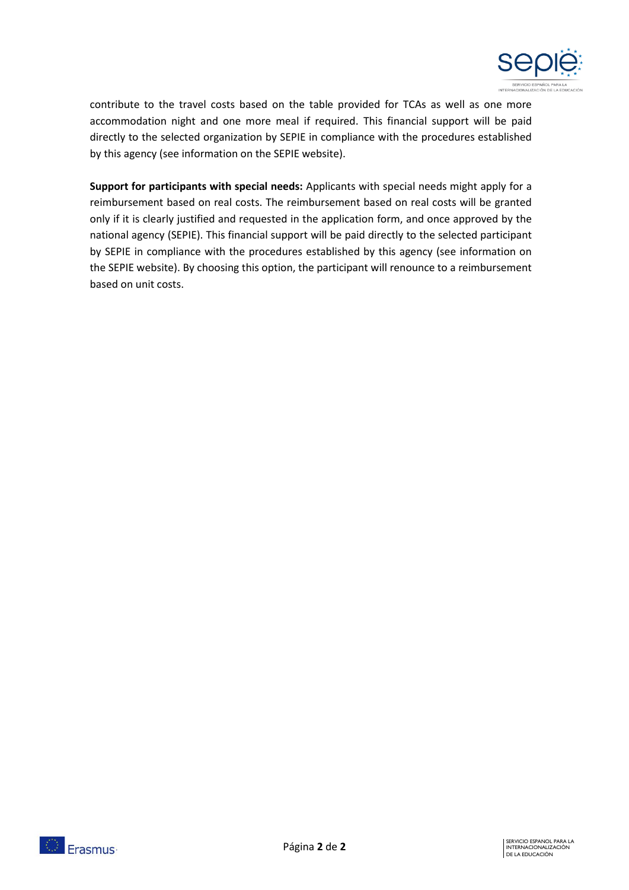contribute to the travel costs based on the table provided for TCAs as well as one more accommodation night and one more meal if required. This financial support will be paid directly to the selected organization by SEPIE in compliance with the procedures established by this agency (see information on the SEPIE website).

**Support for participants with special needs:** Applicants with special needs might apply for a reimbursement based on real costs. The reimbursement based on real costs will be granted only if it is clearly justified and requested in the application form, and once approved by the national agency (SEPIE). This financial support will be paid directly to the selected participant by SEPIE in compliance with the procedures established by this agency (see information on the SEPIE website). By choosing this option, the participant will renounce to a reimbursement based on unit costs.